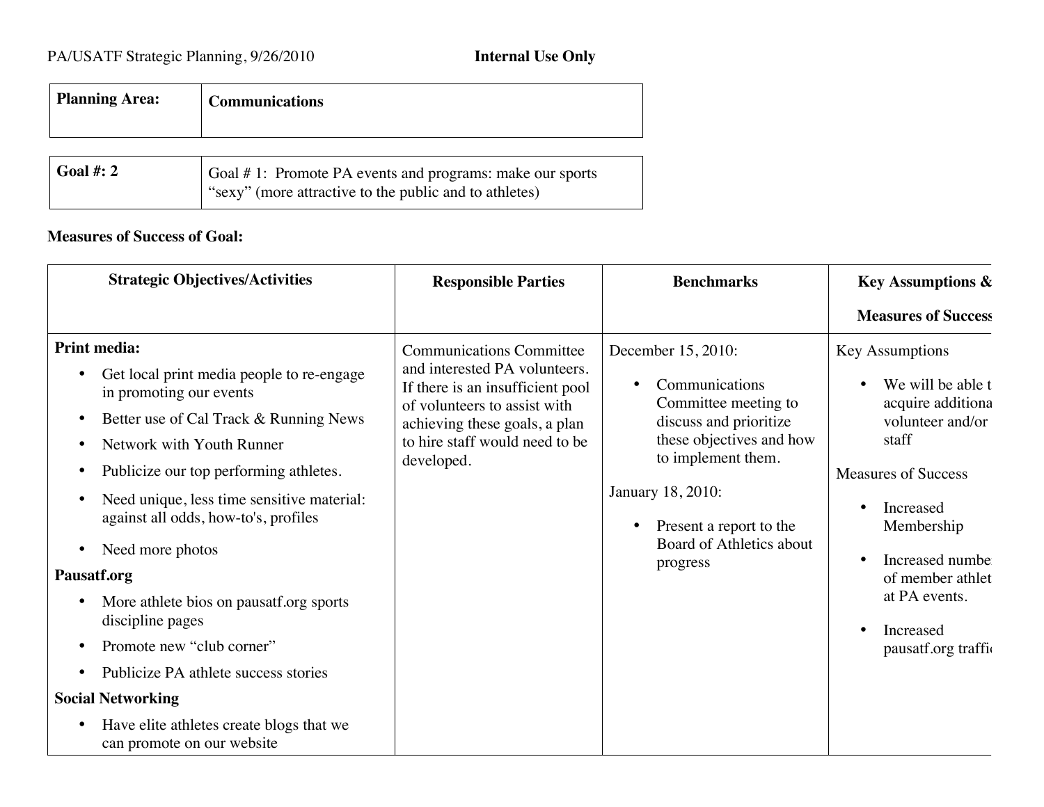PA/USATF Strategic Planning, 9/26/2010 **Internal Use Only**

| | |
|---|---|
| **Planning Area:** | **Communications** |

| | |
|---|---|
| **Goal #: 2** | Goal # 1: Promote PA events and programs: make our sports "sexy" (more attractive to the public and to athletes) |

**Measures of Success of Goal:**

| Strategic Objectives/Activities | Responsible Parties | Benchmarks | Key Assumptions & Measures of Success |
|---|---|---|---|
| **Print media:**<br>• Get local print media people to re-engage in promoting our events<br>• Better use of Cal Track & Running News<br>• Network with Youth Runner<br>• Publicize our top performing athletes.<br>• Need unique, less time sensitive material: against all odds, how-to's, profiles<br>• Need more photos<br>**Pausatf.org**<br>• More athlete bios on pausatf.org sports discipline pages<br>• Promote new "club corner"<br>• Publicize PA athlete success stories<br>**Social Networking**<br>• Have elite athletes create blogs that we can promote on our website | Communications Committee and interested PA volunteers. If there is an insufficient pool of volunteers to assist with achieving these goals, a plan to hire staff would need to be developed. | December 15, 2010:<br>• Communications Committee meeting to discuss and prioritize these objectives and how to implement them.<br>January 18, 2010:<br>• Present a report to the Board of Athletics about progress | Key Assumptions<br>• We will be able t acquire additiona volunteer and/or staff<br>Measures of Success<br>• Increased Membership<br>• Increased numbe of member athlet at PA events.<br>• Increased pausatf.org traffi |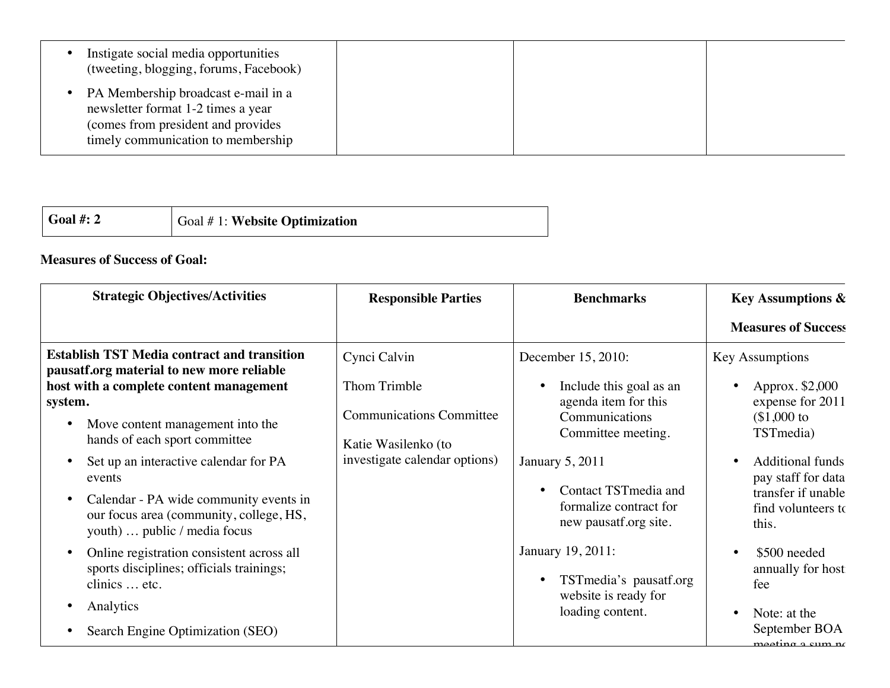| | | | |
|---|---|---|---|
| • Instigate social media opportunities (tweeting, blogging, forums, Facebook)<br>• PA Membership broadcast e-mail in a newsletter format 1-2 times a year (comes from president and provides timely communication to membership | | | |

| Goal #: 2 | Goal # 1: **Website Optimization** |
|---|---|

**Measures of Success of Goal:**

| Strategic Objectives/Activities | Responsible Parties | Benchmarks | Key Assumptions & Measures of Success |
|---|---|---|---|
| **Establish TST Media contract and transition pausatf.org material to new more reliable host with a complete content management system.**<br>• Move content management into the hands of each sport committee<br>• Set up an interactive calendar for PA events<br>• Calendar - PA wide community events in our focus area (community, college, HS, youth) … public / media focus<br>• Online registration consistent across all sports disciplines; officials trainings; clinics … etc.<br>• Analytics<br>• Search Engine Optimization (SEO) | Cynci Calvin<br>Thom Trimble<br>Communications Committee<br>Katie Wasilenko (to investigate calendar options) | December 15, 2010:<br>• Include this goal as an agenda item for this Communications Committee meeting.<br>January 5, 2011<br>• Contact TSTmedia and formalize contract for new pausatf.org site.<br>January 19, 2011:<br>• TSTmedia's pausatf.org website is ready for loading content. | Key Assumptions<br>• Approx. $2,000 expense for 2011 ($1,000 to TSTmedia)<br>• Additional funds pay staff for data transfer if unable find volunteers to this.<br>• $500 needed annually for host fee<br>• Note: at the September BOA meeting a sum no |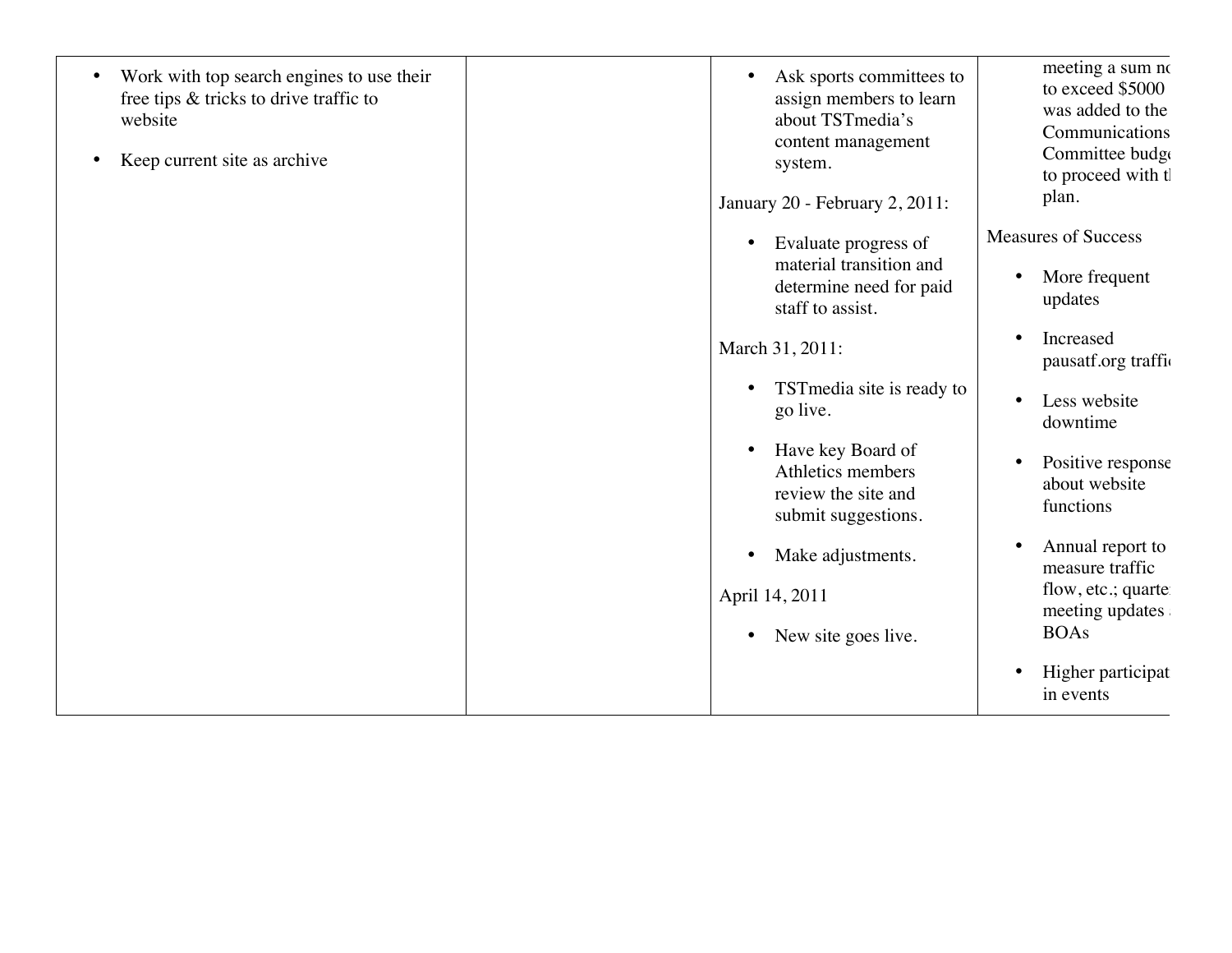| | | | |
|---|---|---|---|
| <ul><li>Work with top search engines to use their free tips & tricks to drive traffic to website</li><li>Keep current site as archive</li></ul> | | <ul><li>Ask sports committees to assign members to learn about TSTmedia's content management system.</li></ul>January 20 - February 2, 2011:<ul><li>Evaluate progress of material transition and determine need for paid staff to assist.</li></ul>March 31, 2011:<ul><li>TSTmedia site is ready to go live.</li><li>Have key Board of Athletics members review the site and submit suggestions.</li><li>Make adjustments.</li></ul>April 14, 2011<ul><li>New site goes live.</li></ul> | meeting a sum no to exceed $5000 was added to the Communications Committee budge to proceed with th plan.<br><br>Measures of Success<ul><li>More frequent updates</li><li>Increased pausatf.org traffic</li><li>Less website downtime</li><li>Positive response about website functions</li><li>Annual report to measure traffic flow, etc.; quarte meeting updates BOAs</li><li>Higher participat in events</li></ul> |